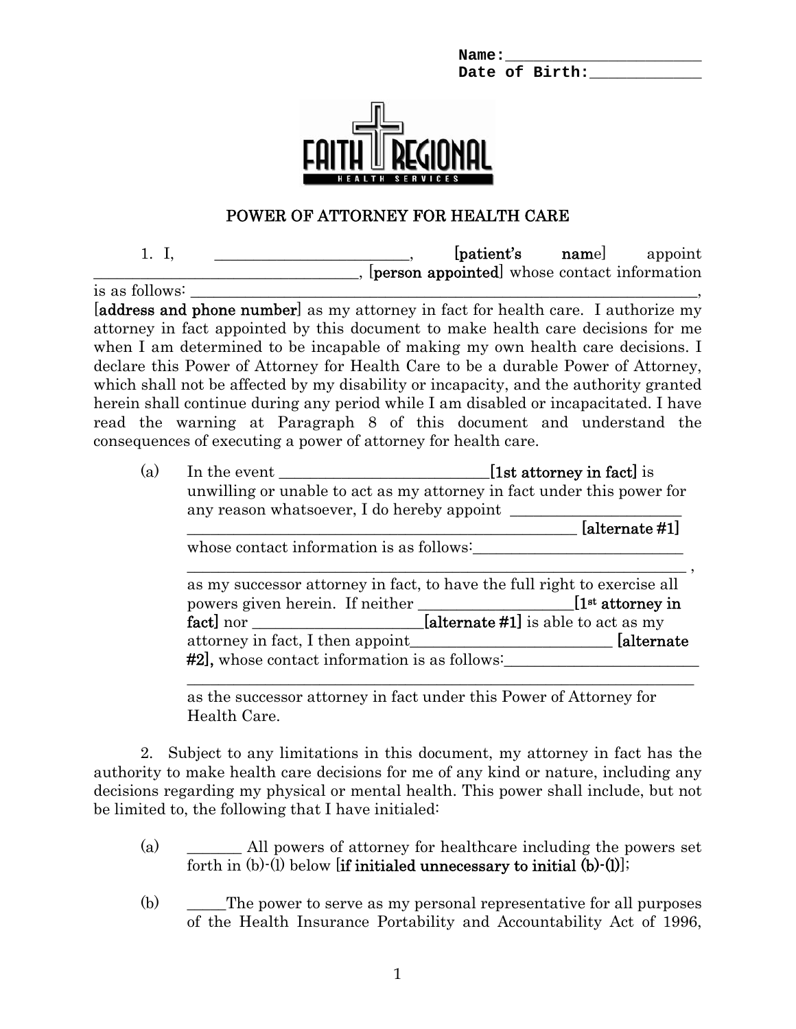Name:______________________
Date of Birth:____________

FAITH REGIONAL HEALTH SERVICES

## POWER OF ATTORNEY FOR HEALTH CARE

1. I, ________________________, **[patient's name]** appoint ________________________________, **[person appointed]** whose contact information is as follows: ______________________________________________________________, **[address and phone number]** as my attorney in fact for health care. I authorize my attorney in fact appointed by this document to make health care decisions for me when I am determined to be incapable of making my own health care decisions. I declare this Power of Attorney for Health Care to be a durable Power of Attorney, which shall not be affected by my disability or incapacity, and the authority granted herein shall continue during any period while I am disabled or incapacitated. I have read the warning at Paragraph 8 of this document and understand the consequences of executing a power of attorney for health care.

(a) In the event __________________________**[1st attorney in fact]** is unwilling or unable to act as my attorney in fact under this power for any reason whatsoever, I do hereby appoint ______________________ _________________________________________________ **[alternate #1]** whose contact information is as follows:__________________________ ______________________________________________________________ , as my successor attorney in fact, to have the full right to exercise all powers given herein. If neither ___________________**[1st attorney in fact]** nor _____________________**[alternate #1]** is able to act as my attorney in fact, I then appoint__________________________ **[alternate #2]**, whose contact information is as follows:________________________ ______________________________________________________________ as the successor attorney in fact under this Power of Attorney for Health Care.

2. Subject to any limitations in this document, my attorney in fact has the authority to make health care decisions for me of any kind or nature, including any decisions regarding my physical or mental health. This power shall include, but not be limited to, the following that I have initialed:

(a) _______ All powers of attorney for healthcare including the powers set forth in (b)-(l) below **[if initialed unnecessary to initial (b)-(l)]**;

(b) _____The power to serve as my personal representative for all purposes of the Health Insurance Portability and Accountability Act of 1996,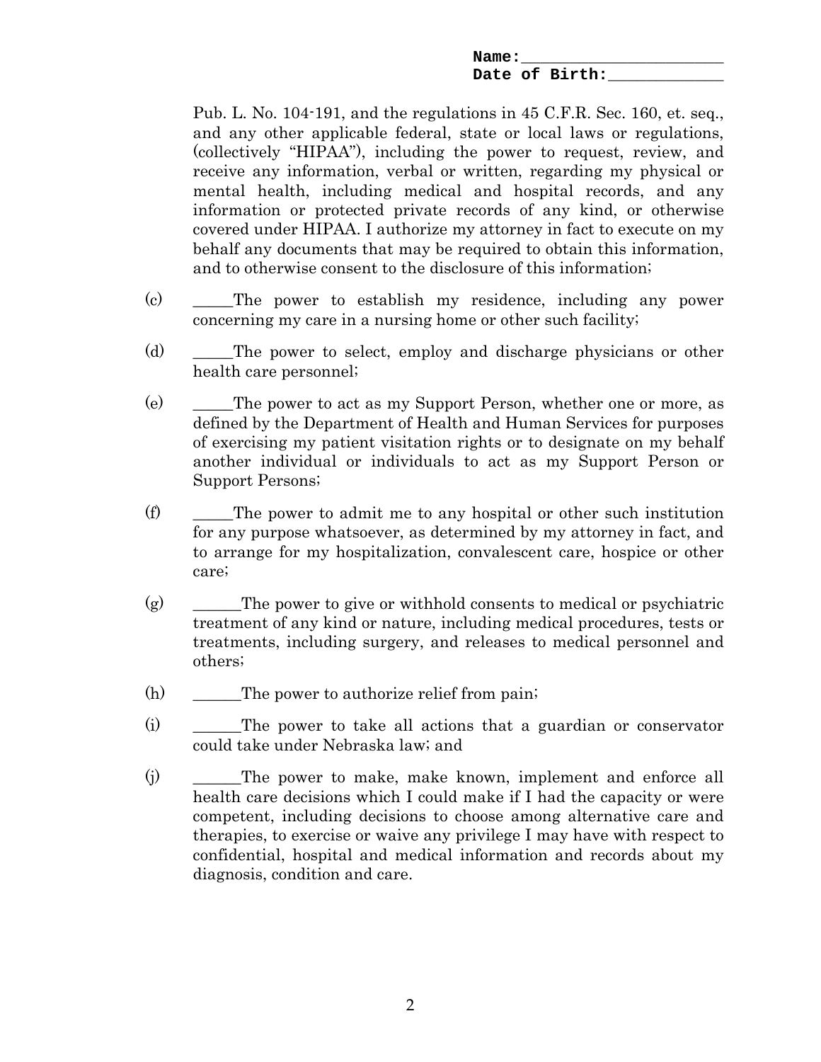Name:______________________
Date of Birth:____________

Pub. L. No. 104-191, and the regulations in 45 C.F.R. Sec. 160, et. seq., and any other applicable federal, state or local laws or regulations, (collectively "HIPAA"), including the power to request, review, and receive any information, verbal or written, regarding my physical or mental health, including medical and hospital records, and any information or protected private records of any kind, or otherwise covered under HIPAA. I authorize my attorney in fact to execute on my behalf any documents that may be required to obtain this information, and to otherwise consent to the disclosure of this information;

(c) _____The power to establish my residence, including any power concerning my care in a nursing home or other such facility;

(d) _____The power to select, employ and discharge physicians or other health care personnel;

(e) _____The power to act as my Support Person, whether one or more, as defined by the Department of Health and Human Services for purposes of exercising my patient visitation rights or to designate on my behalf another individual or individuals to act as my Support Person or Support Persons;

(f) _____The power to admit me to any hospital or other such institution for any purpose whatsoever, as determined by my attorney in fact, and to arrange for my hospitalization, convalescent care, hospice or other care;

(g) ______The power to give or withhold consents to medical or psychiatric treatment of any kind or nature, including medical procedures, tests or treatments, including surgery, and releases to medical personnel and others;

(h) ______The power to authorize relief from pain;

(i) ______The power to take all actions that a guardian or conservator could take under Nebraska law; and

(j) ______The power to make, make known, implement and enforce all health care decisions which I could make if I had the capacity or were competent, including decisions to choose among alternative care and therapies, to exercise or waive any privilege I may have with respect to confidential, hospital and medical information and records about my diagnosis, condition and care.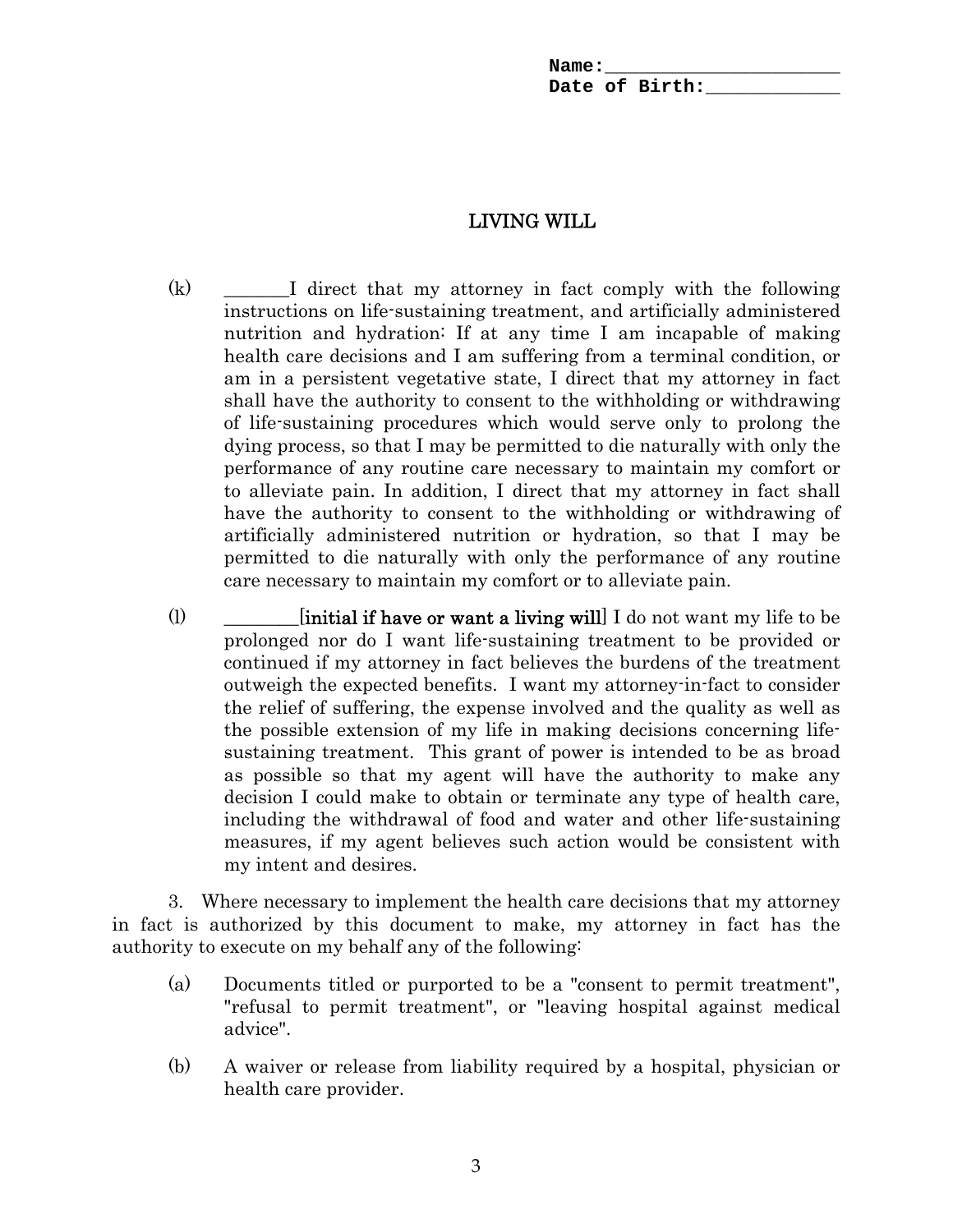**Name:**______________________
**Date of Birth:**____________

# LIVING WILL

(k) _______I direct that my attorney in fact comply with the following instructions on life-sustaining treatment, and artificially administered nutrition and hydration: If at any time I am incapable of making health care decisions and I am suffering from a terminal condition, or am in a persistent vegetative state, I direct that my attorney in fact shall have the authority to consent to the withholding or withdrawing of life-sustaining procedures which would serve only to prolong the dying process, so that I may be permitted to die naturally with only the performance of any routine care necessary to maintain my comfort or to alleviate pain. In addition, I direct that my attorney in fact shall have the authority to consent to the withholding or withdrawing of artificially administered nutrition or hydration, so that I may be permitted to die naturally with only the performance of any routine care necessary to maintain my comfort or to alleviate pain.

(l) ________[**initial if have or want a living will**] I do not want my life to be prolonged nor do I want life-sustaining treatment to be provided or continued if my attorney in fact believes the burdens of the treatment outweigh the expected benefits. I want my attorney-in-fact to consider the relief of suffering, the expense involved and the quality as well as the possible extension of my life in making decisions concerning life-sustaining treatment. This grant of power is intended to be as broad as possible so that my agent will have the authority to make any decision I could make to obtain or terminate any type of health care, including the withdrawal of food and water and other life-sustaining measures, if my agent believes such action would be consistent with my intent and desires.

3. Where necessary to implement the health care decisions that my attorney in fact is authorized by this document to make, my attorney in fact has the authority to execute on my behalf any of the following:

(a) Documents titled or purported to be a "consent to permit treatment", "refusal to permit treatment", or "leaving hospital against medical advice".

(b) A waiver or release from liability required by a hospital, physician or health care provider.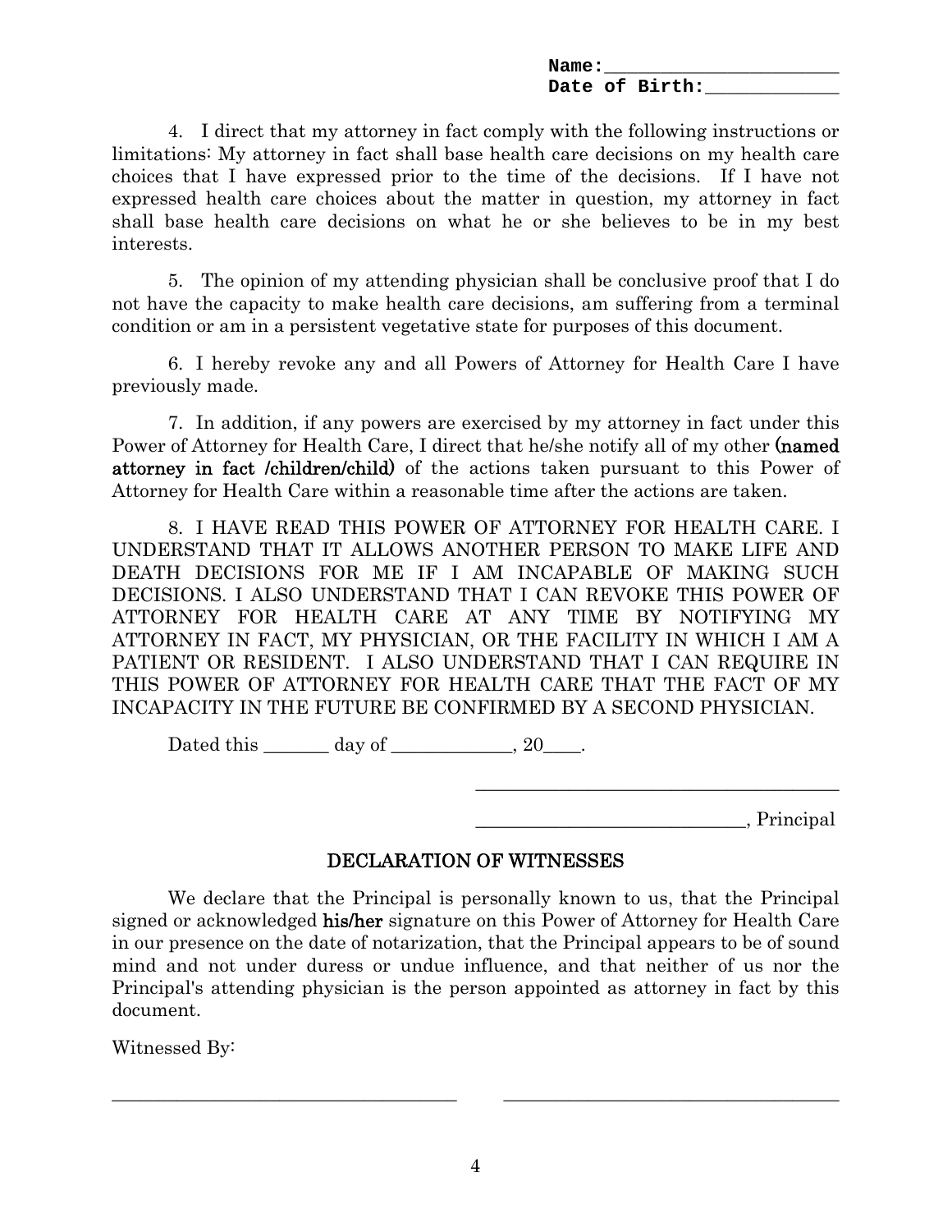**Name:**______________________
**Date of Birth:**____________

4. I direct that my attorney in fact comply with the following instructions or limitations: My attorney in fact shall base health care decisions on my health care choices that I have expressed prior to the time of the decisions. If I have not expressed health care choices about the matter in question, my attorney in fact shall base health care decisions on what he or she believes to be in my best interests.

5. The opinion of my attending physician shall be conclusive proof that I do not have the capacity to make health care decisions, am suffering from a terminal condition or am in a persistent vegetative state for purposes of this document.

6. I hereby revoke any and all Powers of Attorney for Health Care I have previously made.

7. In addition, if any powers are exercised by my attorney in fact under this Power of Attorney for Health Care, I direct that he/she notify all of my other **(named attorney in fact /children/child)** of the actions taken pursuant to this Power of Attorney for Health Care within a reasonable time after the actions are taken.

8. I HAVE READ THIS POWER OF ATTORNEY FOR HEALTH CARE. I UNDERSTAND THAT IT ALLOWS ANOTHER PERSON TO MAKE LIFE AND DEATH DECISIONS FOR ME IF I AM INCAPABLE OF MAKING SUCH DECISIONS. I ALSO UNDERSTAND THAT I CAN REVOKE THIS POWER OF ATTORNEY FOR HEALTH CARE AT ANY TIME BY NOTIFYING MY ATTORNEY IN FACT, MY PHYSICIAN, OR THE FACILITY IN WHICH I AM A PATIENT OR RESIDENT. I ALSO UNDERSTAND THAT I CAN REQUIRE IN THIS POWER OF ATTORNEY FOR HEALTH CARE THAT THE FACT OF MY INCAPACITY IN THE FUTURE BE CONFIRMED BY A SECOND PHYSICIAN.

Dated this _______ day of _____________, 20____.

________________________________________

____________________________, Principal

## DECLARATION OF WITNESSES

We declare that the Principal is personally known to us, that the Principal signed or acknowledged **his/her** signature on this Power of Attorney for Health Care in our presence on the date of notarization, that the Principal appears to be of sound mind and not under duress or undue influence, and that neither of us nor the Principal's attending physician is the person appointed as attorney in fact by this document.

Witnessed By:

_____________________________________     _____________________________________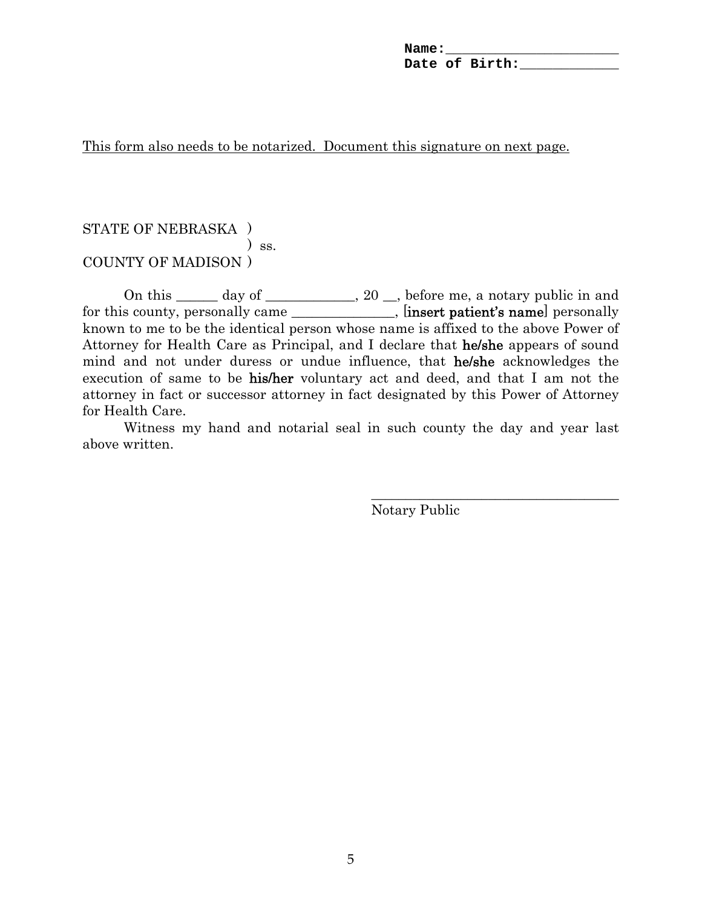**Name:______________________**
**Date of Birth:____________**

This form also needs to be notarized. Document this signature on next page.

STATE OF NEBRASKA )
) ss.
COUNTY OF MADISON )

On this ______ day of _____________, 20 __, before me, a notary public in and for this county, personally came _______________, [**insert patient's name**] personally known to me to be the identical person whose name is affixed to the above Power of Attorney for Health Care as Principal, and I declare that **he/she** appears of sound mind and not under duress or undue influence, that **he/she** acknowledges the execution of same to be **his/her** voluntary act and deed, and that I am not the attorney in fact or successor attorney in fact designated by this Power of Attorney for Health Care.

Witness my hand and notarial seal in such county the day and year last above written.

_____________________________________
Notary Public